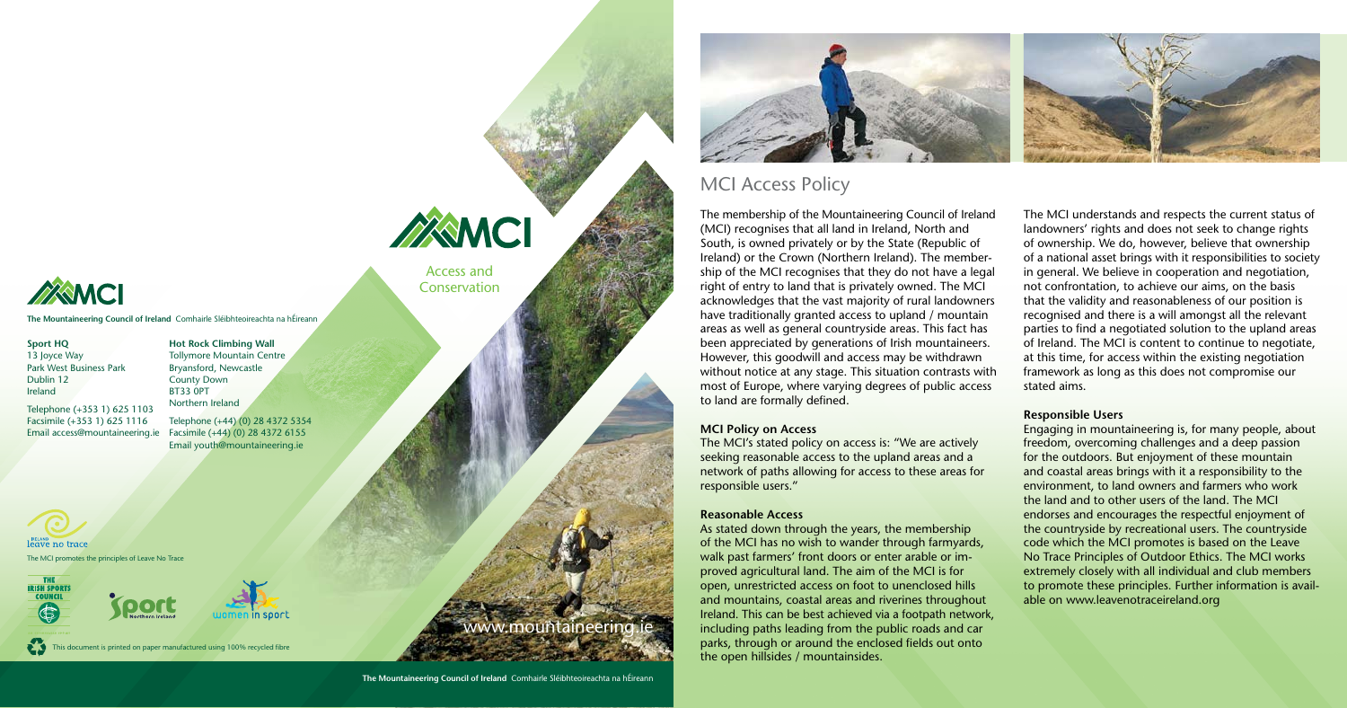# MCI

**The Mountaineering Council of Ireland** Comhairle Sléibhteoireachta na hÉireann

**Sport HQ**
13 Joyce Way
Park West Business Park
Dublin 12
Ireland

Telephone (+353 1) 625 1103
Facsimile (+353 1) 625 1116
Email access@mountaineering.ie

**Hot Rock Climbing Wall**
Tollymore Mountain Centre
Bryansford, Newcastle
County Down
BT33 0PT
Northern Ireland

Telephone (+44) (0) 28 4372 5354
Facsimile (+44) (0) 28 4372 6155
Email youth@mountaineering.ie

The MCI promotes the principles of Leave No Trace

This document is printed on paper manufactured using 100% recycled fibre

# MCI

Access and Conservation

www.mountaineering.ie

**The Mountaineering Council of Ireland** Comhairle Sléibhteoireachta na hÉireann

## MCI Access Policy

The membership of the Mountaineering Council of Ireland (MCI) recognises that all land in Ireland, North and South, is owned privately or by the State (Republic of Ireland) or the Crown (Northern Ireland). The membership of the MCI recognises that they do not have a legal right of entry to land that is privately owned. The MCI acknowledges that the vast majority of rural landowners have traditionally granted access to upland / mountain areas as well as general countryside areas. This fact has been appreciated by generations of Irish mountaineers. However, this goodwill and access may be withdrawn without notice at any stage. This situation contrasts with most of Europe, where varying degrees of public access to land are formally defined.

### MCI Policy on Access

The MCI's stated policy on access is: "We are actively seeking reasonable access to the upland areas and a network of paths allowing for access to these areas for responsible users."

### Reasonable Access

As stated down through the years, the membership of the MCI has no wish to wander through farmyards, walk past farmers' front doors or enter arable or improved agricultural land. The aim of the MCI is for open, unrestricted access on foot to unenclosed hills and mountains, coastal areas and riverines throughout Ireland. This can be best achieved via a footpath network, including paths leading from the public roads and car parks, through or around the enclosed fields out onto the open hillsides / mountainsides.

The MCI understands and respects the current status of landowners' rights and does not seek to change rights of ownership. We do, however, believe that ownership of a national asset brings with it responsibilities to society in general. We believe in cooperation and negotiation, not confrontation, to achieve our aims, on the basis that the validity and reasonableness of our position is recognised and there is a will amongst all the relevant parties to find a negotiated solution to the upland areas of Ireland. The MCI is content to continue to negotiate, at this time, for access within the existing negotiation framework as long as this does not compromise our stated aims.

### Responsible Users

Engaging in mountaineering is, for many people, about freedom, overcoming challenges and a deep passion for the outdoors. But enjoyment of these mountain and coastal areas brings with it a responsibility to the environment, to land owners and farmers who work the land and to other users of the land. The MCI endorses and encourages the respectful enjoyment of the countryside by recreational users. The countryside code which the MCI promotes is based on the Leave No Trace Principles of Outdoor Ethics. The MCI works extremely closely with all individual and club members to promote these principles. Further information is available on www.leavenotraceireland.org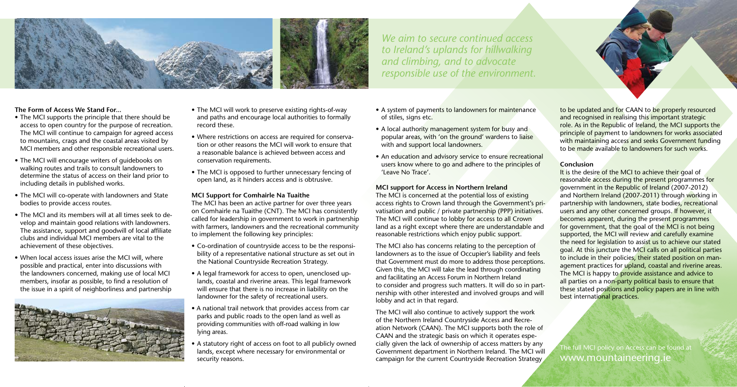*We aim to secure continued access to Ireland's uplands for hillwalking and climbing, and to advocate responsible use of the environment.*

**The Form of Access We Stand For...**

- The MCI supports the principle that there should be access to open country for the purpose of recreation. The MCI will continue to campaign for agreed access to mountains, crags and the coastal areas visited by MCI members and other responsible recreational users.
- The MCI will encourage writers of guidebooks on walking routes and trails to consult landowners to determine the status of access on their land prior to including details in published works.
- The MCI will co-operate with landowners and State bodies to provide access routes.
- The MCI and its members will at all times seek to develop and maintain good relations with landowners. The assistance, support and goodwill of local affiliate clubs and individual MCI members are vital to the achievement of these objectives.
- When local access issues arise the MCI will, where possible and practical, enter into discussions with the landowners concerned, making use of local MCI members, insofar as possible, to find a resolution of the issue in a spirit of neighborliness and partnership
- The MCI will work to preserve existing rights-of-way and paths and encourage local authorities to formally record these.
- Where restrictions on access are required for conservation or other reasons the MCI will work to ensure that a reasonable balance is achieved between access and conservation requirements.
- The MCI is opposed to further unnecessary fencing of open land, as it hinders access and is obtrusive.

**MCI Support for Comhairle Na Tuaithe**

The MCI has been an active partner for over three years on Comhairle na Tuaithe (CNT). The MCI has consistently called for leadership in government to work in partnership with farmers, landowners and the recreational community to implement the following key principles:

- Co-ordination of countryside access to be the responsibility of a representative national structure as set out in the National Countryside Recreation Strategy.
- A legal framework for access to open, unenclosed uplands, coastal and riverine areas. This legal framework will ensure that there is no increase in liability on the landowner for the safety of recreational users.
- A national trail network that provides access from car parks and public roads to the open land as well as providing communities with off-road walking in low lying areas.
- A statutory right of access on foot to all publicly owned lands, except where necessary for environmental or security reasons.
- A system of payments to landowners for maintenance of stiles, signs etc.
- A local authority management system for busy and popular areas, with 'on the ground' wardens to liaise with and support local landowners.
- An education and advisory service to ensure recreational users know where to go and adhere to the principles of 'Leave No Trace'.

**MCI support for Access in Northern Ireland**

The MCI is concerned at the potential loss of existing access rights to Crown land through the Government's privatisation and public / private partnership (PPP) initiatives. The MCI will continue to lobby for access to all Crown land as a right except where there are understandable and reasonable restrictions which enjoy public support.

The MCI also has concerns relating to the perception of landowners as to the issue of Occupier's liability and feels that Government must do more to address those perceptions. Given this, the MCI will take the lead through coordinating and facilitating an Access Forum in Northern Ireland to consider and progress such matters. It will do so in partnership with other interested and involved groups and will lobby and act in that regard.

The MCI will also continue to actively support the work of the Northern Ireland Countryside Access and Recreation Network (CAAN). The MCI supports both the role of CAAN and the strategic basis on which it operates especially given the lack of ownership of access matters by any Government department in Northern Ireland. The MCI will campaign for the current Countryside Recreation Strategy to be updated and for CAAN to be properly resourced and recognised in realising this important strategic role. As in the Republic of Ireland, the MCI supports the principle of payment to landowners for works associated with maintaining access and seeks Government funding to be made available to landowners for such works.

**Conclusion**

It is the desire of the MCI to achieve their goal of reasonable access during the present programmes for government in the Republic of Ireland (2007-2012) and Northern Ireland (2007-2011) through working in partnership with landowners, state bodies, recreational users and any other concerned groups. If however, it becomes apparent, during the present programmes for government, that the goal of the MCI is not being supported, the MCI will review and carefully examine the need for legislation to assist us to achieve our stated goal. At this juncture the MCI calls on all political parties to include in their policies, their stated position on management practices for upland, coastal and riverine areas. The MCI is happy to provide assistance and advice to all parties on a non-party political basis to ensure that these stated positions and policy papers are in line with best international practices.

The full MCI policy on Access can be found at
www.mountaineering.ie